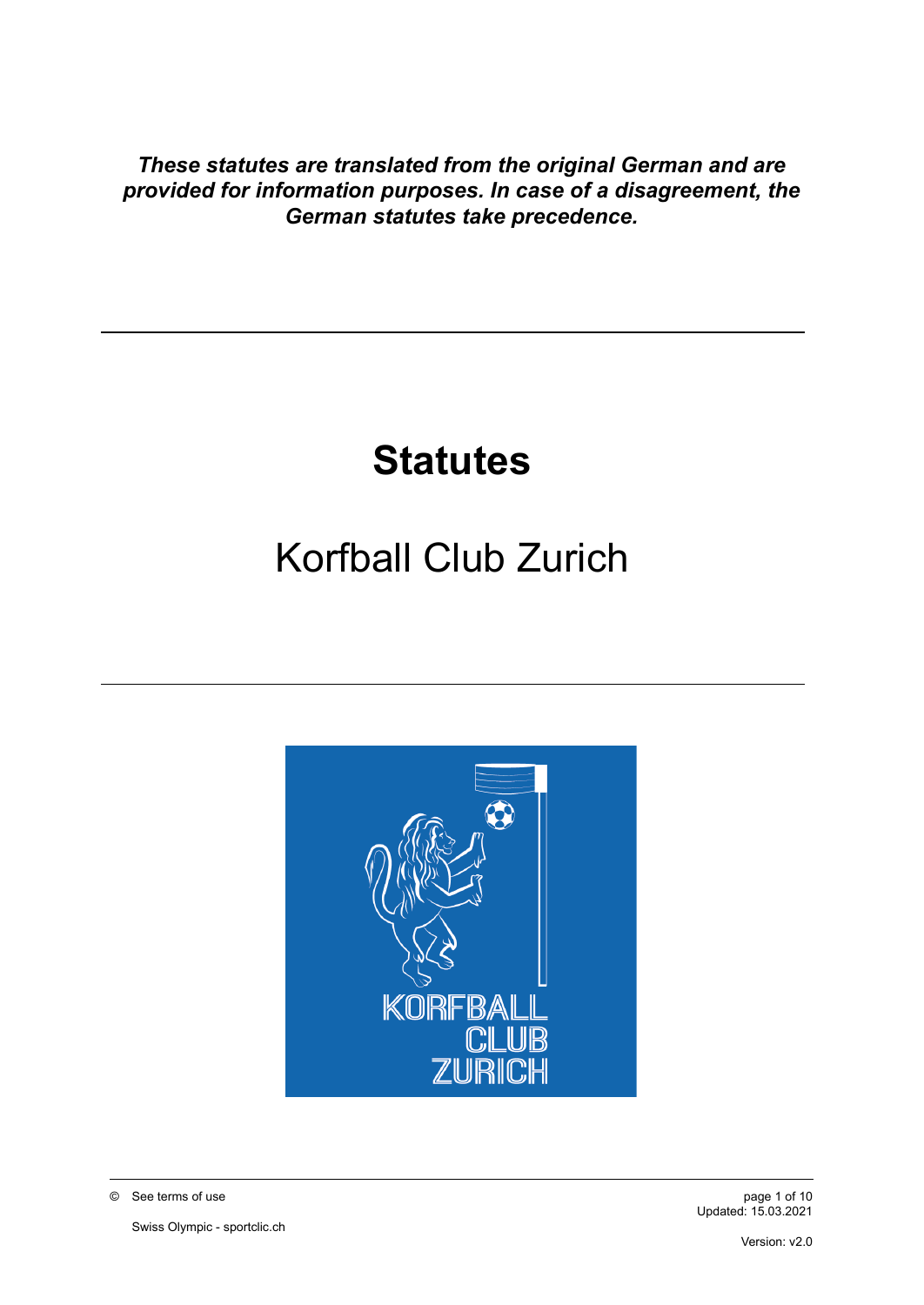***These statutes are translated from the original German and are provided for information purposes. In case of a disagreement, the German statutes take precedence.***

---

# Statutes

## Korfball Club Zurich

---

© See terms of use

Swiss Olympic - sportclic.ch

Updated: 15.03.2021

Version: v2.0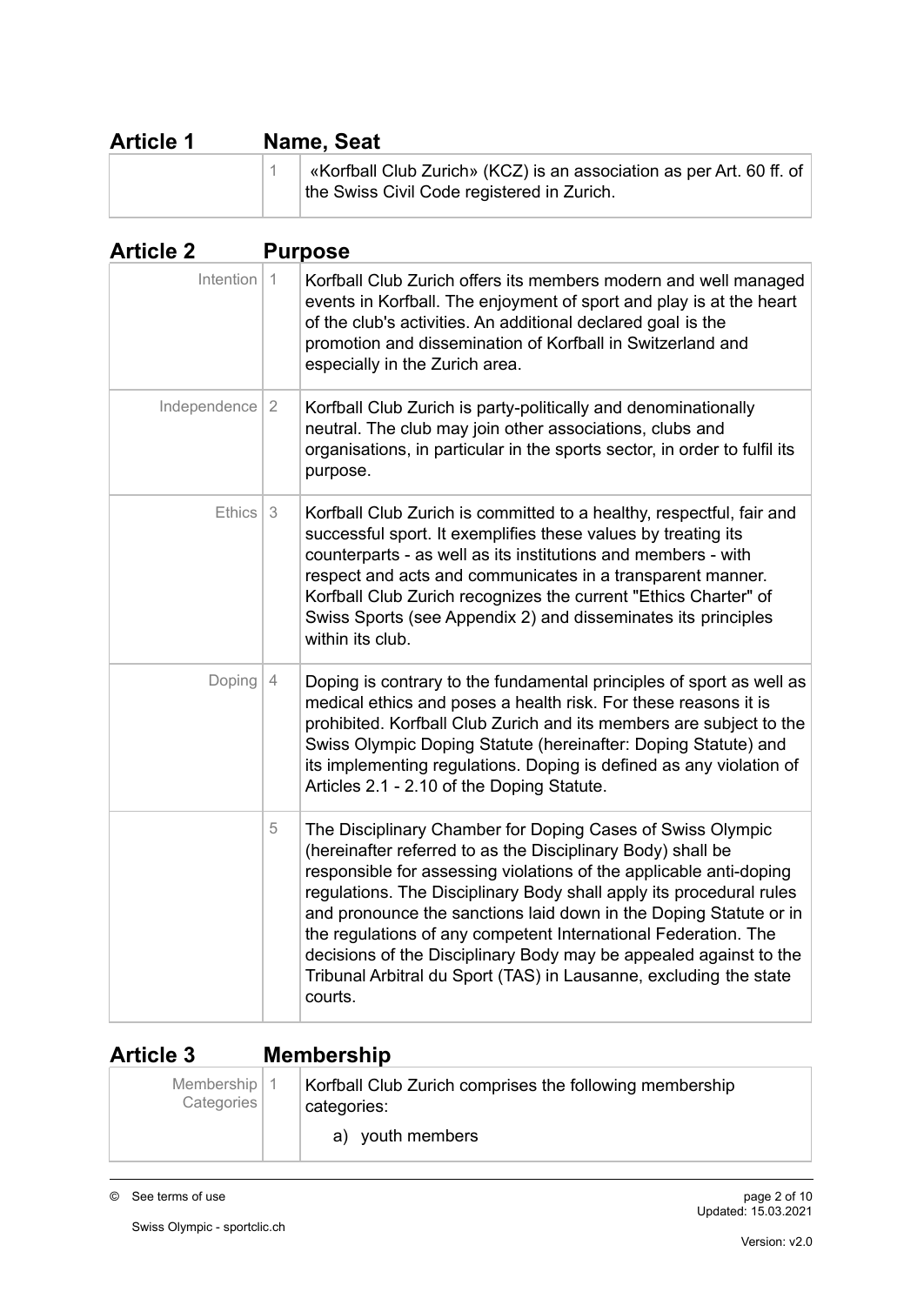## Article 1 Name, Seat

| | | |
|---|---|---|
| | 1 | «Korfball Club Zurich» (KCZ) is an association as per Art. 60 ff. of the Swiss Civil Code registered in Zurich. |

## Article 2 Purpose

| | | |
|---|---|---|
| Intention | 1 | Korfball Club Zurich offers its members modern and well managed events in Korfball. The enjoyment of sport and play is at the heart of the club's activities. An additional declared goal is the promotion and dissemination of Korfball in Switzerland and especially in the Zurich area. |
| Independence | 2 | Korfball Club Zurich is party-politically and denominationally neutral. The club may join other associations, clubs and organisations, in particular in the sports sector, in order to fulfil its purpose. |
| Ethics | 3 | Korfball Club Zurich is committed to a healthy, respectful, fair and successful sport. It exemplifies these values by treating its counterparts - as well as its institutions and members - with respect and acts and communicates in a transparent manner. Korfball Club Zurich recognizes the current "Ethics Charter" of Swiss Sports (see Appendix 2) and disseminates its principles within its club. |
| Doping | 4 | Doping is contrary to the fundamental principles of sport as well as medical ethics and poses a health risk. For these reasons it is prohibited. Korfball Club Zurich and its members are subject to the Swiss Olympic Doping Statute (hereinafter: Doping Statute) and its implementing regulations. Doping is defined as any violation of Articles 2.1 - 2.10 of the Doping Statute. |
| | 5 | The Disciplinary Chamber for Doping Cases of Swiss Olympic (hereinafter referred to as the Disciplinary Body) shall be responsible for assessing violations of the applicable anti-doping regulations. The Disciplinary Body shall apply its procedural rules and pronounce the sanctions laid down in the Doping Statute or in the regulations of any competent International Federation. The decisions of the Disciplinary Body may be appealed against to the Tribunal Arbitral du Sport (TAS) in Lausanne, excluding the state courts. |

## Article 3 Membership

| | | |
|---|---|---|
| Membership Categories | 1 | Korfball Club Zurich comprises the following membership categories:<br>a) youth members |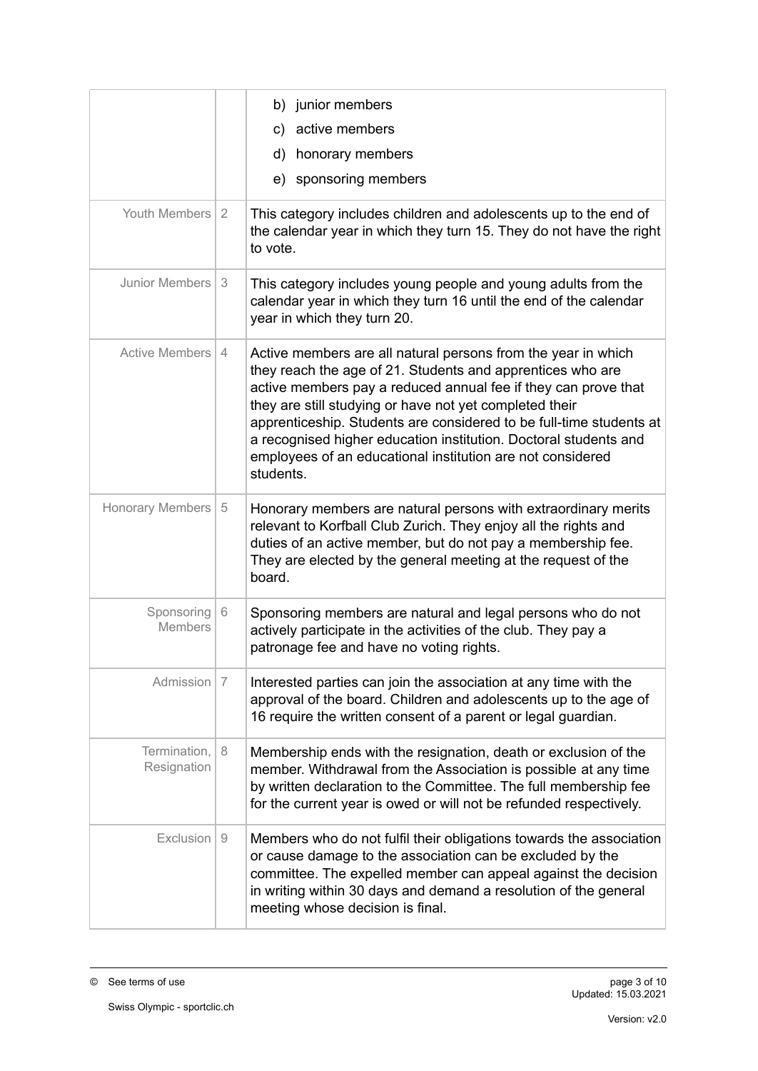| | | |
|---|---|---|
| | | b) junior members<br>c) active members<br>d) honorary members<br>e) sponsoring members |
| Youth Members | 2 | This category includes children and adolescents up to the end of the calendar year in which they turn 15. They do not have the right to vote. |
| Junior Members | 3 | This category includes young people and young adults from the calendar year in which they turn 16 until the end of the calendar year in which they turn 20. |
| Active Members | 4 | Active members are all natural persons from the year in which they reach the age of 21. Students and apprentices who are active members pay a reduced annual fee if they can prove that they are still studying or have not yet completed their apprenticeship. Students are considered to be full-time students at a recognised higher education institution. Doctoral students and employees of an educational institution are not considered students. |
| Honorary Members | 5 | Honorary members are natural persons with extraordinary merits relevant to Korfball Club Zurich. They enjoy all the rights and duties of an active member, but do not pay a membership fee. They are elected by the general meeting at the request of the board. |
| Sponsoring Members | 6 | Sponsoring members are natural and legal persons who do not actively participate in the activities of the club. They pay a patronage fee and have no voting rights. |
| Admission | 7 | Interested parties can join the association at any time with the approval of the board. Children and adolescents up to the age of 16 require the written consent of a parent or legal guardian. |
| Termination, Resignation | 8 | Membership ends with the resignation, death or exclusion of the member. Withdrawal from the Association is possible at any time by written declaration to the Committee. The full membership fee for the current year is owed or will not be refunded respectively. |
| Exclusion | 9 | Members who do not fulfil their obligations towards the association or cause damage to the association can be excluded by the committee. The expelled member can appeal against the decision in writing within 30 days and demand a resolution of the general meeting whose decision is final. |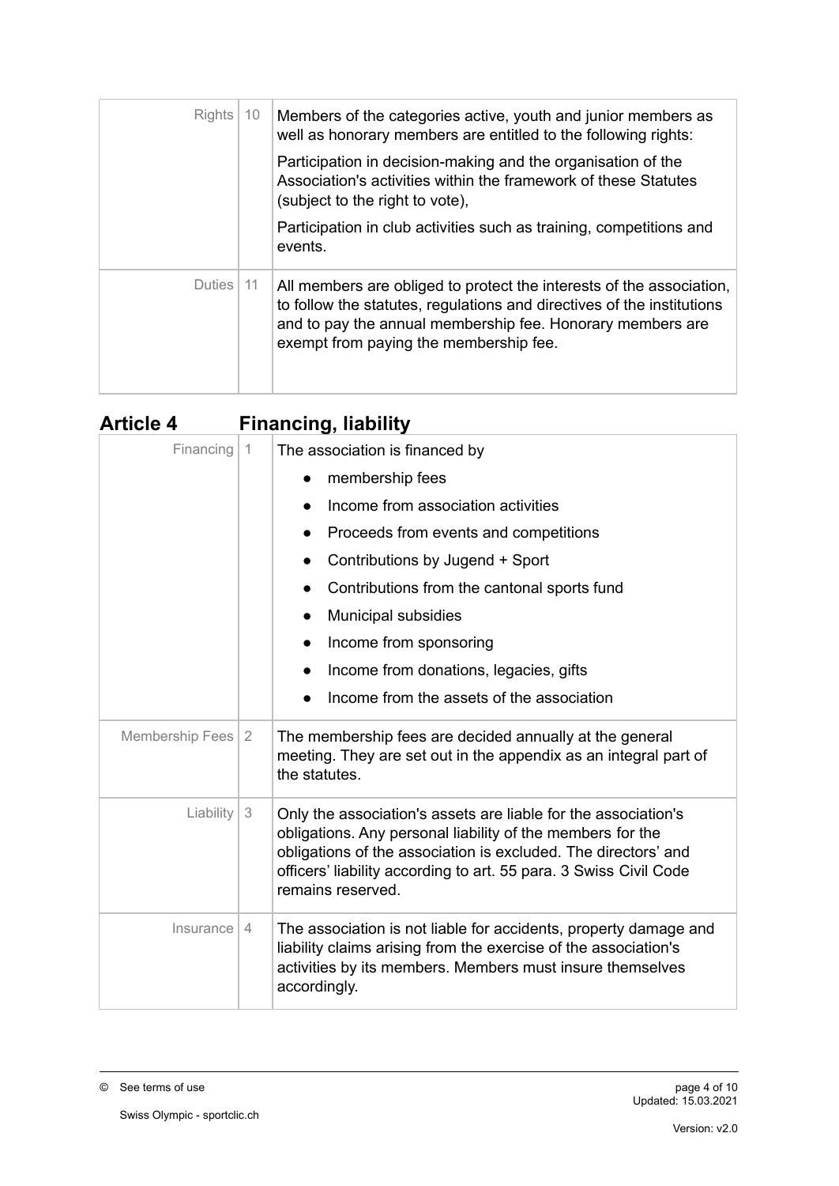| | | |
|---|---|---|
| Rights | 10 | Members of the categories active, youth and junior members as well as honorary members are entitled to the following rights:<br><br>Participation in decision-making and the organisation of the Association's activities within the framework of these Statutes (subject to the right to vote),<br><br>Participation in club activities such as training, competitions and events. |
| Duties | 11 | All members are obliged to protect the interests of the association, to follow the statutes, regulations and directives of the institutions and to pay the annual membership fee. Honorary members are exempt from paying the membership fee. |

## Article 4 Financing, liability

| | | |
|---|---|---|
| Financing | 1 | The association is financed by<br>• membership fees<br>• Income from association activities<br>• Proceeds from events and competitions<br>• Contributions by Jugend + Sport<br>• Contributions from the cantonal sports fund<br>• Municipal subsidies<br>• Income from sponsoring<br>• Income from donations, legacies, gifts<br>• Income from the assets of the association |
| Membership Fees | 2 | The membership fees are decided annually at the general meeting. They are set out in the appendix as an integral part of the statutes. |
| Liability | 3 | Only the association's assets are liable for the association's obligations. Any personal liability of the members for the obligations of the association is excluded. The directors' and officers' liability according to art. 55 para. 3 Swiss Civil Code remains reserved. |
| Insurance | 4 | The association is not liable for accidents, property damage and liability claims arising from the exercise of the association's activities by its members. Members must insure themselves accordingly. |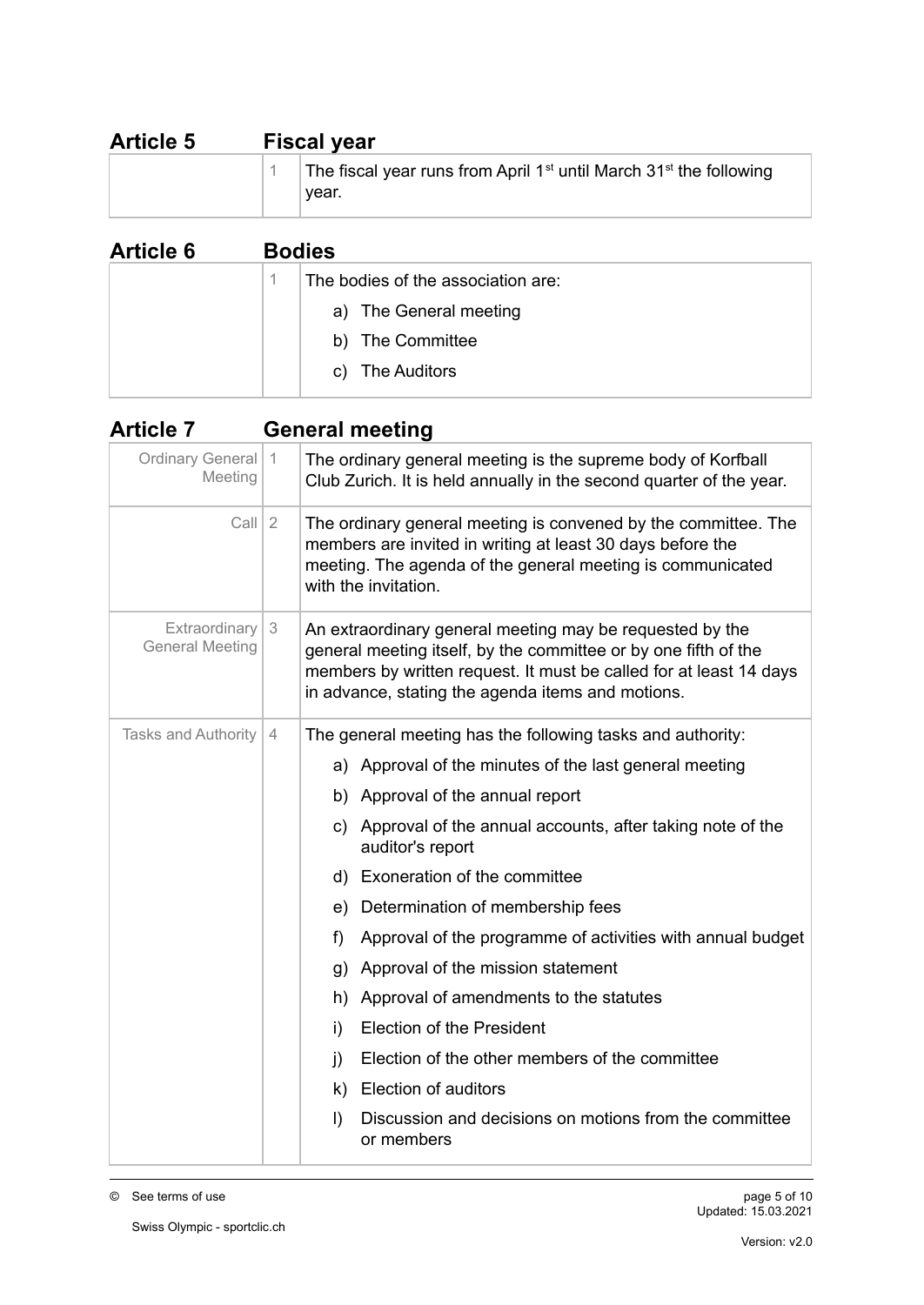## Article 5 Fiscal year

| | | |
|---|---|---|
| | 1 | The fiscal year runs from April 1st until March 31st the following year. |

## Article 6 Bodies

| | | |
|---|---|---|
| | 1 | The bodies of the association are:<br>a) The General meeting<br>b) The Committee<br>c) The Auditors |

## Article 7 General meeting

| | | |
|---|---|---|
| Ordinary General Meeting | 1 | The ordinary general meeting is the supreme body of Korfball Club Zurich. It is held annually in the second quarter of the year. |
| Call | 2 | The ordinary general meeting is convened by the committee. The members are invited in writing at least 30 days before the meeting. The agenda of the general meeting is communicated with the invitation. |
| Extraordinary General Meeting | 3 | An extraordinary general meeting may be requested by the general meeting itself, by the committee or by one fifth of the members by written request. It must be called for at least 14 days in advance, stating the agenda items and motions. |
| Tasks and Authority | 4 | The general meeting has the following tasks and authority:<br>a) Approval of the minutes of the last general meeting<br>b) Approval of the annual report<br>c) Approval of the annual accounts, after taking note of the auditor's report<br>d) Exoneration of the committee<br>e) Determination of membership fees<br>f) Approval of the programme of activities with annual budget<br>g) Approval of the mission statement<br>h) Approval of amendments to the statutes<br>i) Election of the President<br>j) Election of the other members of the committee<br>k) Election of auditors<br>l) Discussion and decisions on motions from the committee or members |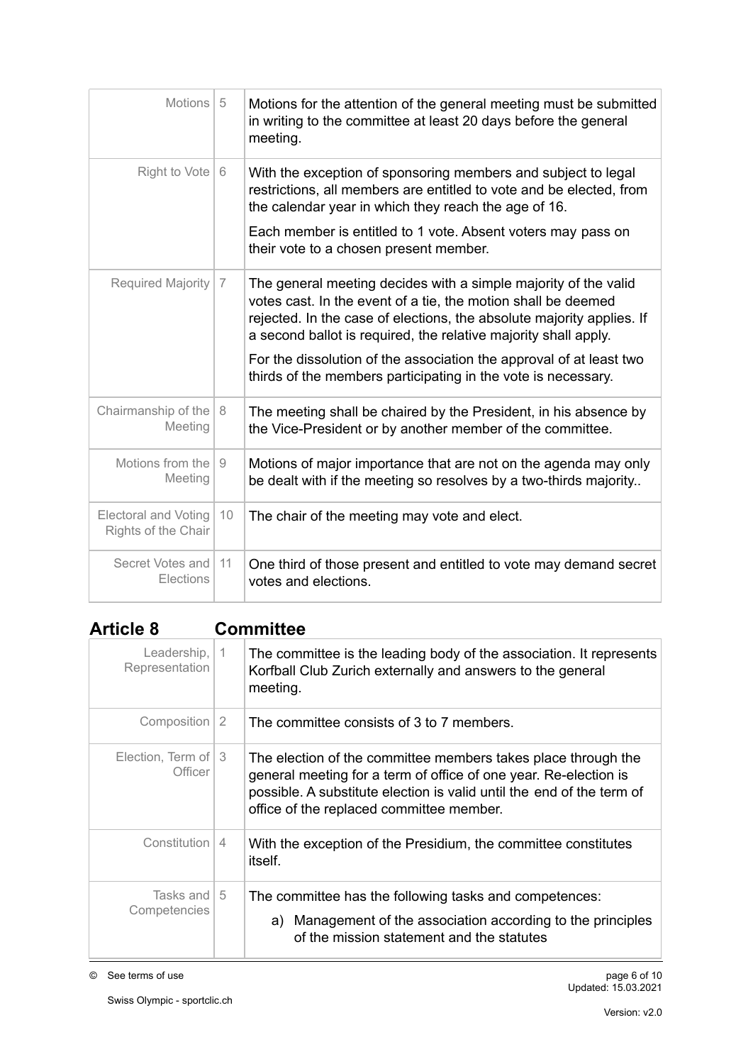| | | |
|---|---|---|
| Motions | 5 | Motions for the attention of the general meeting must be submitted in writing to the committee at least 20 days before the general meeting. |
| Right to Vote | 6 | With the exception of sponsoring members and subject to legal restrictions, all members are entitled to vote and be elected, from the calendar year in which they reach the age of 16.<br><br>Each member is entitled to 1 vote. Absent voters may pass on their vote to a chosen present member. |
| Required Majority | 7 | The general meeting decides with a simple majority of the valid votes cast. In the event of a tie, the motion shall be deemed rejected. In the case of elections, the absolute majority applies. If a second ballot is required, the relative majority shall apply.<br><br>For the dissolution of the association the approval of at least two thirds of the members participating in the vote is necessary. |
| Chairmanship of the Meeting | 8 | The meeting shall be chaired by the President, in his absence by the Vice-President or by another member of the committee. |
| Motions from the Meeting | 9 | Motions of major importance that are not on the agenda may only be dealt with if the meeting so resolves by a two-thirds majority.. |
| Electoral and Voting Rights of the Chair | 10 | The chair of the meeting may vote and elect. |
| Secret Votes and Elections | 11 | One third of those present and entitled to vote may demand secret votes and elections. |

## Article 8 Committee

| | | |
|---|---|---|
| Leadership, Representation | 1 | The committee is the leading body of the association. It represents Korfball Club Zurich externally and answers to the general meeting. |
| Composition | 2 | The committee consists of 3 to 7 members. |
| Election, Term of Officer | 3 | The election of the committee members takes place through the general meeting for a term of office of one year. Re-election is possible. A substitute election is valid until the end of the term of office of the replaced committee member. |
| Constitution | 4 | With the exception of the Presidium, the committee constitutes itself. |
| Tasks and Competencies | 5 | The committee has the following tasks and competences:<br><br>a) Management of the association according to the principles of the mission statement and the statutes |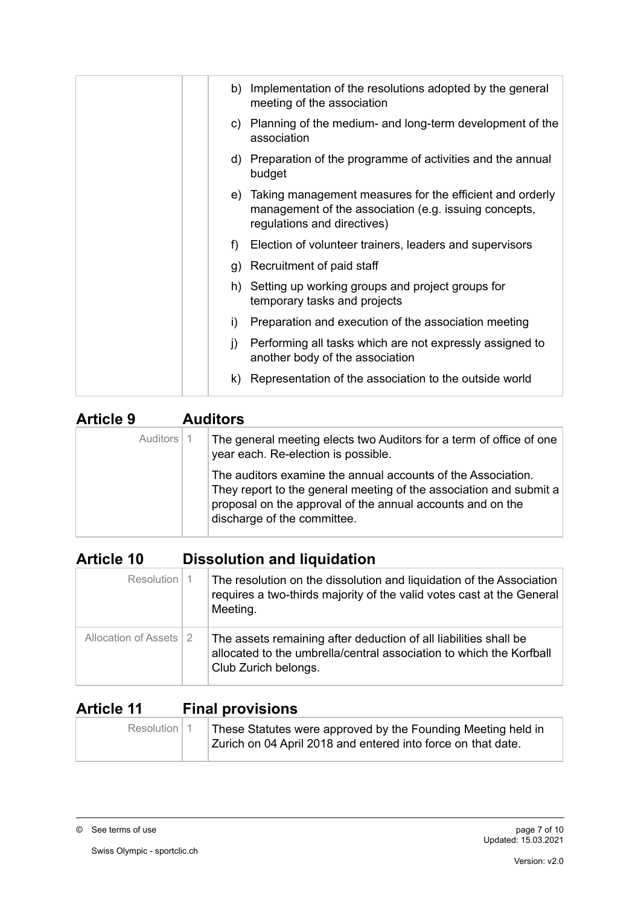| | | |
|---|---|---|
| | | b) Implementation of the resolutions adopted by the general meeting of the association<br>c) Planning of the medium- and long-term development of the association<br>d) Preparation of the programme of activities and the annual budget<br>e) Taking management measures for the efficient and orderly management of the association (e.g. issuing concepts, regulations and directives)<br>f) Election of volunteer trainers, leaders and supervisors<br>g) Recruitment of paid staff<br>h) Setting up working groups and project groups for temporary tasks and projects<br>i) Preparation and execution of the association meeting<br>j) Performing all tasks which are not expressly assigned to another body of the association<br>k) Representation of the association to the outside world |

## Article 9 Auditors

| | | |
|---|---|---|
| Auditors | 1 | The general meeting elects two Auditors for a term of office of one year each. Re-election is possible.<br><br>The auditors examine the annual accounts of the Association. They report to the general meeting of the association and submit a proposal on the approval of the annual accounts and on the discharge of the committee. |

## Article 10 Dissolution and liquidation

| | | |
|---|---|---|
| Resolution | 1 | The resolution on the dissolution and liquidation of the Association requires a two-thirds majority of the valid votes cast at the General Meeting. |
| Allocation of Assets | 2 | The assets remaining after deduction of all liabilities shall be allocated to the umbrella/central association to which the Korfball Club Zurich belongs. |

## Article 11 Final provisions

| | | |
|---|---|---|
| Resolution | 1 | These Statutes were approved by the Founding Meeting held in Zurich on 04 April 2018 and entered into force on that date. |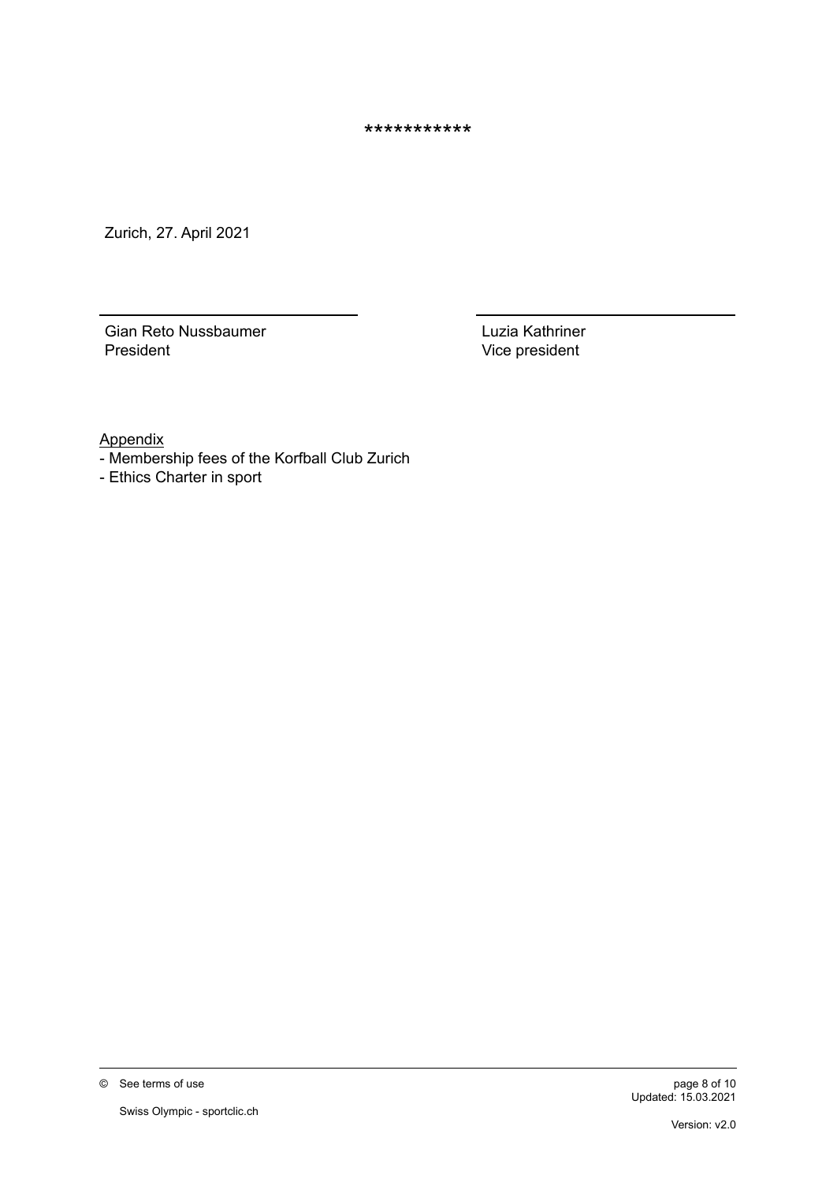***********

Zurich, 27. April 2021

| | |
|---|---|
| Gian Reto Nussbaumer<br>President | Luzia Kathriner<br>Vice president |

<u>Appendix</u>

- Membership fees of the Korfball Club Zurich
- Ethics Charter in sport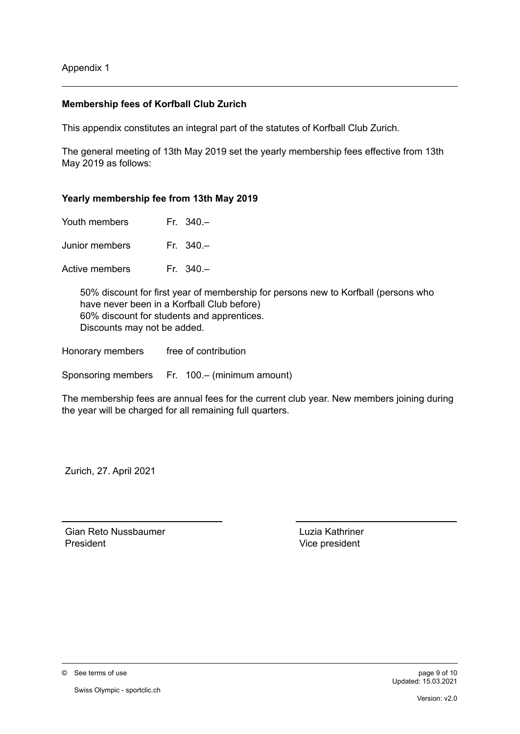Appendix 1

---

**Membership fees of Korfball Club Zurich**

This appendix constitutes an integral part of the statutes of Korfball Club Zurich.

The general meeting of 13th May 2019 set the yearly membership fees effective from 13th May 2019 as follows:

**Yearly membership fee from 13th May 2019**

Youth members Fr. 340.–

Junior members Fr. 340.–

Active members Fr. 340.–

> 50% discount for first year of membership for persons new to Korfball (persons who have never been in a Korfball Club before)
> 60% discount for students and apprentices.
> Discounts may not be added.

Honorary members free of contribution

Sponsoring members Fr. 100.– (minimum amount)

The membership fees are annual fees for the current club year. New members joining during the year will be charged for all remaining full quarters.

Zurich, 27. April 2021

| | |
|---|---|
| Gian Reto Nussbaumer<br>President | Luzia Kathriner<br>Vice president |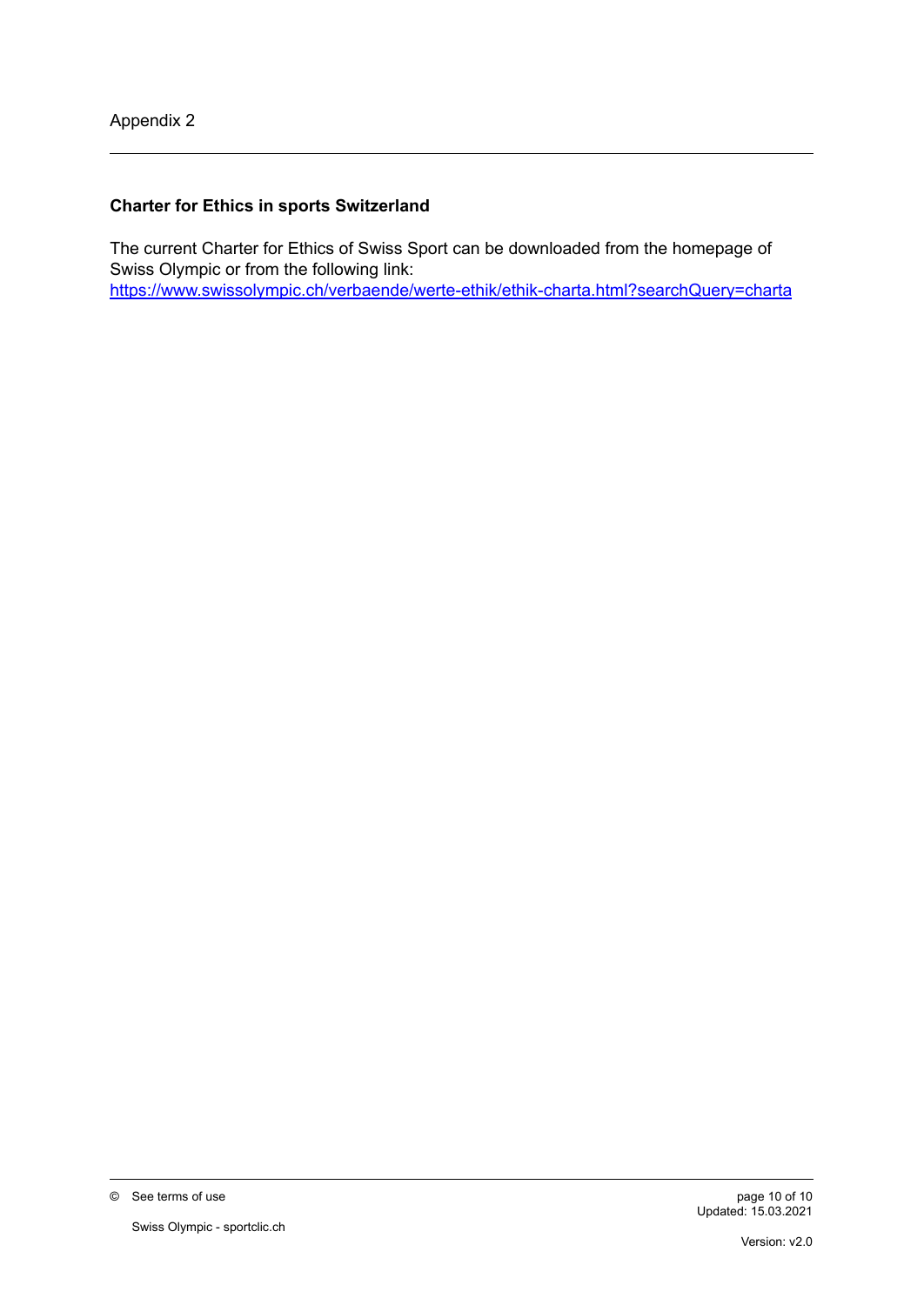Appendix 2

**Charter for Ethics in sports Switzerland**

The current Charter for Ethics of Swiss Sport can be downloaded from the homepage of Swiss Olympic or from the following link:
https://www.swissolympic.ch/verbaende/werte-ethik/ethik-charta.html?searchQuery=charta